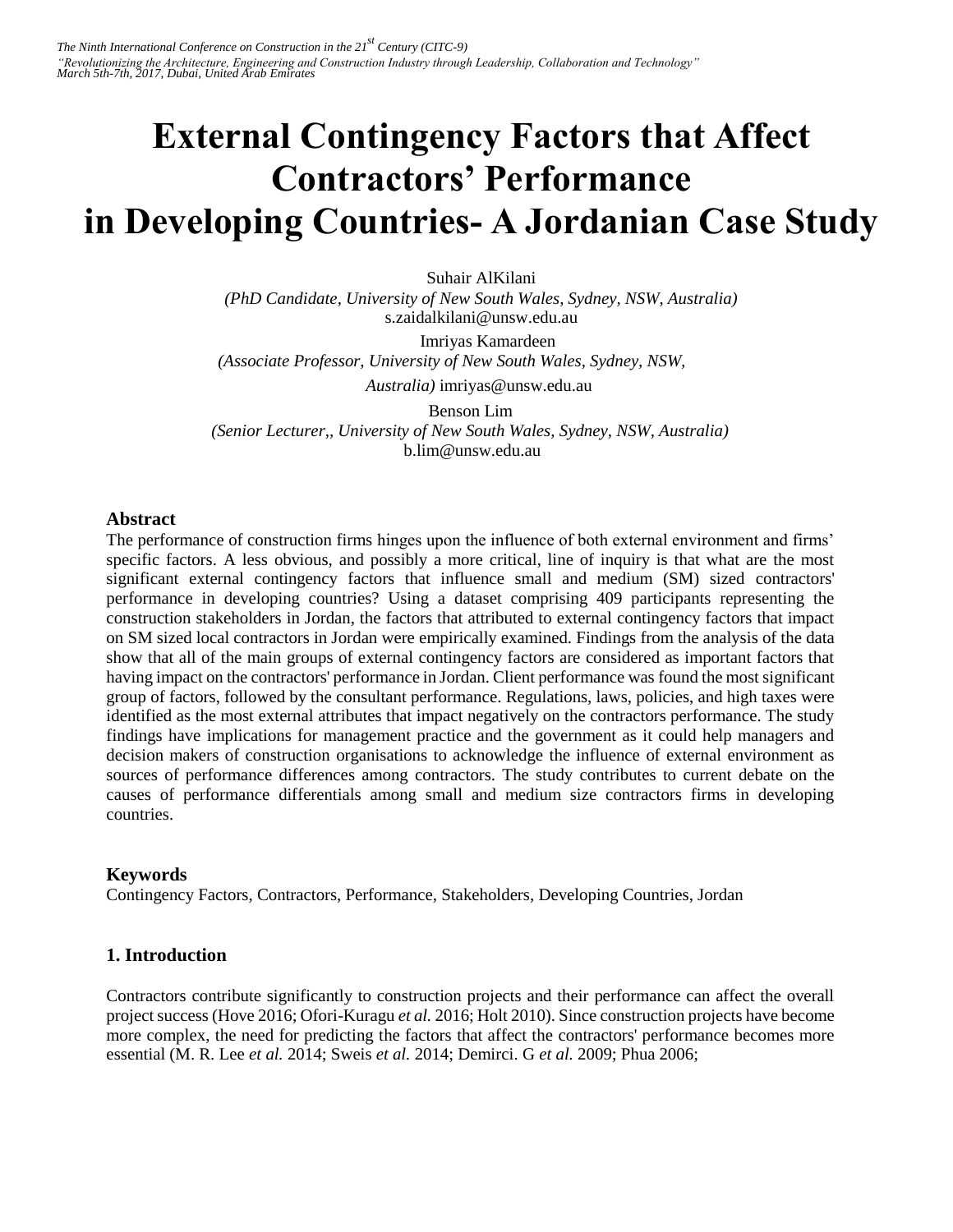# External Contingency Factors that Affect Contractors' Performance in Developing Countries- A Jordanian Case Study

Suhair AlKilani
*(PhD Candidate, University of New South Wales, Sydney, NSW, Australia)*
s.zaidalkilani@unsw.edu.au

Imriyas Kamardeen
*(Associate Professor, University of New South Wales, Sydney, NSW, Australia)* imriyas@unsw.edu.au

Benson Lim
*(Senior Lecturer,, University of New South Wales, Sydney, NSW, Australia)*
b.lim@unsw.edu.au

## Abstract

The performance of construction firms hinges upon the influence of both external environment and firms' specific factors. A less obvious, and possibly a more critical, line of inquiry is that what are the most significant external contingency factors that influence small and medium (SM) sized contractors' performance in developing countries? Using a dataset comprising 409 participants representing the construction stakeholders in Jordan, the factors that attributed to external contingency factors that impact on SM sized local contractors in Jordan were empirically examined. Findings from the analysis of the data show that all of the main groups of external contingency factors are considered as important factors that having impact on the contractors' performance in Jordan. Client performance was found the most significant group of factors, followed by the consultant performance. Regulations, laws, policies, and high taxes were identified as the most external attributes that impact negatively on the contractors performance. The study findings have implications for management practice and the government as it could help managers and decision makers of construction organisations to acknowledge the influence of external environment as sources of performance differences among contractors. The study contributes to current debate on the causes of performance differentials among small and medium size contractors firms in developing countries.

## Keywords

Contingency Factors, Contractors, Performance, Stakeholders, Developing Countries, Jordan

## 1. Introduction

Contractors contribute significantly to construction projects and their performance can affect the overall project success (Hove 2016; Ofori-Kuragu *et al.* 2016; Holt 2010). Since construction projects have become more complex, the need for predicting the factors that affect the contractors' performance becomes more essential (M. R. Lee *et al.* 2014; Sweis *et al.* 2014; Demirci. G *et al.* 2009; Phua 2006;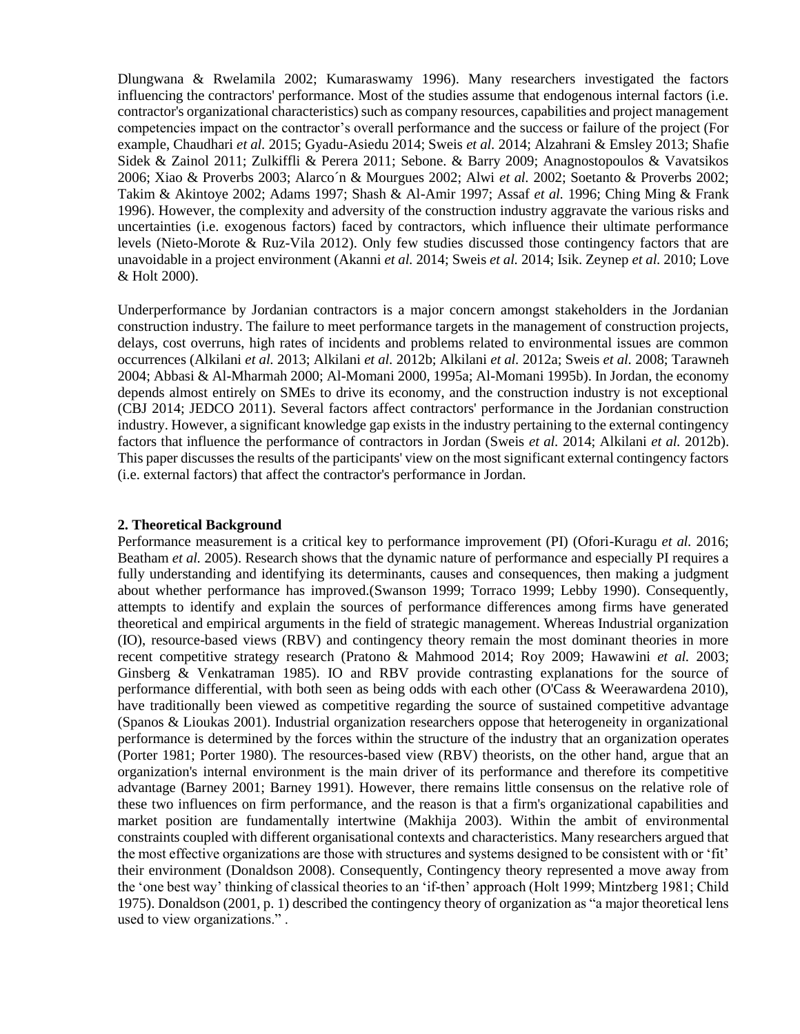Dlungwana & Rwelamila 2002; Kumaraswamy 1996). Many researchers investigated the factors influencing the contractors' performance. Most of the studies assume that endogenous internal factors (i.e. contractor's organizational characteristics) such as company resources, capabilities and project management competencies impact on the contractor's overall performance and the success or failure of the project (For example, Chaudhari *et al.* 2015; Gyadu-Asiedu 2014; Sweis *et al.* 2014; Alzahrani & Emsley 2013; Shafie Sidek & Zainol 2011; Zulkiffli & Perera 2011; Sebone. & Barry 2009; Anagnostopoulos & Vavatsikos 2006; Xiao & Proverbs 2003; Alarco´n & Mourgues 2002; Alwi *et al.* 2002; Soetanto & Proverbs 2002; Takim & Akintoye 2002; Adams 1997; Shash & Al-Amir 1997; Assaf *et al.* 1996; Ching Ming & Frank 1996). However, the complexity and adversity of the construction industry aggravate the various risks and uncertainties (i.e. exogenous factors) faced by contractors, which influence their ultimate performance levels (Nieto-Morote & Ruz-Vila 2012). Only few studies discussed those contingency factors that are unavoidable in a project environment (Akanni *et al.* 2014; Sweis *et al.* 2014; Isik. Zeynep *et al.* 2010; Love & Holt 2000).

Underperformance by Jordanian contractors is a major concern amongst stakeholders in the Jordanian construction industry. The failure to meet performance targets in the management of construction projects, delays, cost overruns, high rates of incidents and problems related to environmental issues are common occurrences (Alkilani *et al.* 2013; Alkilani *et al.* 2012b; Alkilani *et al.* 2012a; Sweis *et al.* 2008; Tarawneh 2004; Abbasi & Al-Mharmah 2000; Al-Momani 2000, 1995a; Al-Momani 1995b). In Jordan, the economy depends almost entirely on SMEs to drive its economy, and the construction industry is not exceptional (CBJ 2014; JEDCO 2011). Several factors affect contractors' performance in the Jordanian construction industry. However, a significant knowledge gap exists in the industry pertaining to the external contingency factors that influence the performance of contractors in Jordan (Sweis *et al.* 2014; Alkilani *et al.* 2012b). This paper discusses the results of the participants' view on the most significant external contingency factors (i.e. external factors) that affect the contractor's performance in Jordan.

## 2. Theoretical Background

Performance measurement is a critical key to performance improvement (PI) (Ofori-Kuragu *et al.* 2016; Beatham *et al.* 2005). Research shows that the dynamic nature of performance and especially PI requires a fully understanding and identifying its determinants, causes and consequences, then making a judgment about whether performance has improved.(Swanson 1999; Torraco 1999; Lebby 1990). Consequently, attempts to identify and explain the sources of performance differences among firms have generated theoretical and empirical arguments in the field of strategic management. Whereas Industrial organization (IO), resource-based views (RBV) and contingency theory remain the most dominant theories in more recent competitive strategy research (Pratono & Mahmood 2014; Roy 2009; Hawawini *et al.* 2003; Ginsberg & Venkatraman 1985). IO and RBV provide contrasting explanations for the source of performance differential, with both seen as being odds with each other (O'Cass & Weerawardena 2010), have traditionally been viewed as competitive regarding the source of sustained competitive advantage (Spanos & Lioukas 2001). Industrial organization researchers oppose that heterogeneity in organizational performance is determined by the forces within the structure of the industry that an organization operates (Porter 1981; Porter 1980). The resources-based view (RBV) theorists, on the other hand, argue that an organization's internal environment is the main driver of its performance and therefore its competitive advantage (Barney 2001; Barney 1991). However, there remains little consensus on the relative role of these two influences on firm performance, and the reason is that a firm's organizational capabilities and market position are fundamentally intertwine (Makhija 2003). Within the ambit of environmental constraints coupled with different organisational contexts and characteristics. Many researchers argued that the most effective organizations are those with structures and systems designed to be consistent with or 'fit' their environment (Donaldson 2008). Consequently, Contingency theory represented a move away from the 'one best way' thinking of classical theories to an 'if-then' approach (Holt 1999; Mintzberg 1981; Child 1975). Donaldson (2001, p. 1) described the contingency theory of organization as "a major theoretical lens used to view organizations." .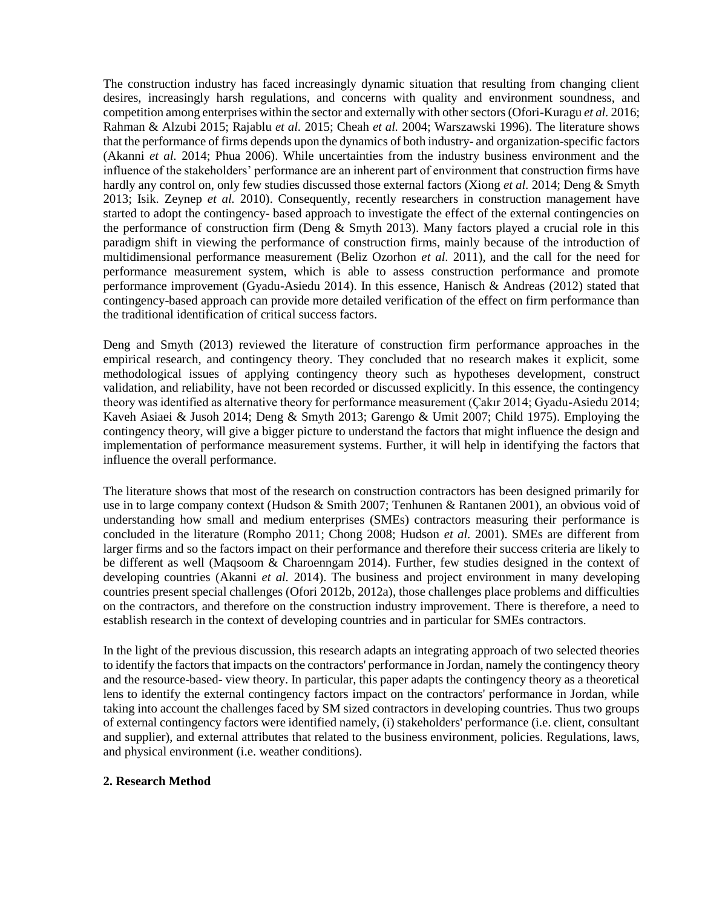The construction industry has faced increasingly dynamic situation that resulting from changing client desires, increasingly harsh regulations, and concerns with quality and environment soundness, and competition among enterprises within the sector and externally with other sectors (Ofori-Kuragu *et al.* 2016; Rahman & Alzubi 2015; Rajablu *et al.* 2015; Cheah *et al.* 2004; Warszawski 1996). The literature shows that the performance of firms depends upon the dynamics of both industry- and organization-specific factors (Akanni *et al.* 2014; Phua 2006). While uncertainties from the industry business environment and the influence of the stakeholders' performance are an inherent part of environment that construction firms have hardly any control on, only few studies discussed those external factors (Xiong *et al.* 2014; Deng & Smyth 2013; Isik. Zeynep *et al.* 2010). Consequently, recently researchers in construction management have started to adopt the contingency- based approach to investigate the effect of the external contingencies on the performance of construction firm (Deng & Smyth 2013). Many factors played a crucial role in this paradigm shift in viewing the performance of construction firms, mainly because of the introduction of multidimensional performance measurement (Beliz Ozorhon *et al.* 2011), and the call for the need for performance measurement system, which is able to assess construction performance and promote performance improvement (Gyadu-Asiedu 2014). In this essence, Hanisch & Andreas (2012) stated that contingency-based approach can provide more detailed verification of the effect on firm performance than the traditional identification of critical success factors.

Deng and Smyth (2013) reviewed the literature of construction firm performance approaches in the empirical research, and contingency theory. They concluded that no research makes it explicit, some methodological issues of applying contingency theory such as hypotheses development, construct validation, and reliability, have not been recorded or discussed explicitly. In this essence, the contingency theory was identified as alternative theory for performance measurement (Çakır 2014; Gyadu-Asiedu 2014; Kaveh Asiaei & Jusoh 2014; Deng & Smyth 2013; Garengo & Umit 2007; Child 1975). Employing the contingency theory, will give a bigger picture to understand the factors that might influence the design and implementation of performance measurement systems. Further, it will help in identifying the factors that influence the overall performance.

The literature shows that most of the research on construction contractors has been designed primarily for use in to large company context (Hudson & Smith 2007; Tenhunen & Rantanen 2001), an obvious void of understanding how small and medium enterprises (SMEs) contractors measuring their performance is concluded in the literature (Rompho 2011; Chong 2008; Hudson *et al.* 2001). SMEs are different from larger firms and so the factors impact on their performance and therefore their success criteria are likely to be different as well (Maqsoom & Charoenngam 2014). Further, few studies designed in the context of developing countries (Akanni *et al.* 2014). The business and project environment in many developing countries present special challenges (Ofori 2012b, 2012a), those challenges place problems and difficulties on the contractors, and therefore on the construction industry improvement. There is therefore, a need to establish research in the context of developing countries and in particular for SMEs contractors.

In the light of the previous discussion, this research adapts an integrating approach of two selected theories to identify the factors that impacts on the contractors' performance in Jordan, namely the contingency theory and the resource-based- view theory. In particular, this paper adapts the contingency theory as a theoretical lens to identify the external contingency factors impact on the contractors' performance in Jordan, while taking into account the challenges faced by SM sized contractors in developing countries. Thus two groups of external contingency factors were identified namely, (i) stakeholders' performance (i.e. client, consultant and supplier), and external attributes that related to the business environment, policies. Regulations, laws, and physical environment (i.e. weather conditions).

## 2. Research Method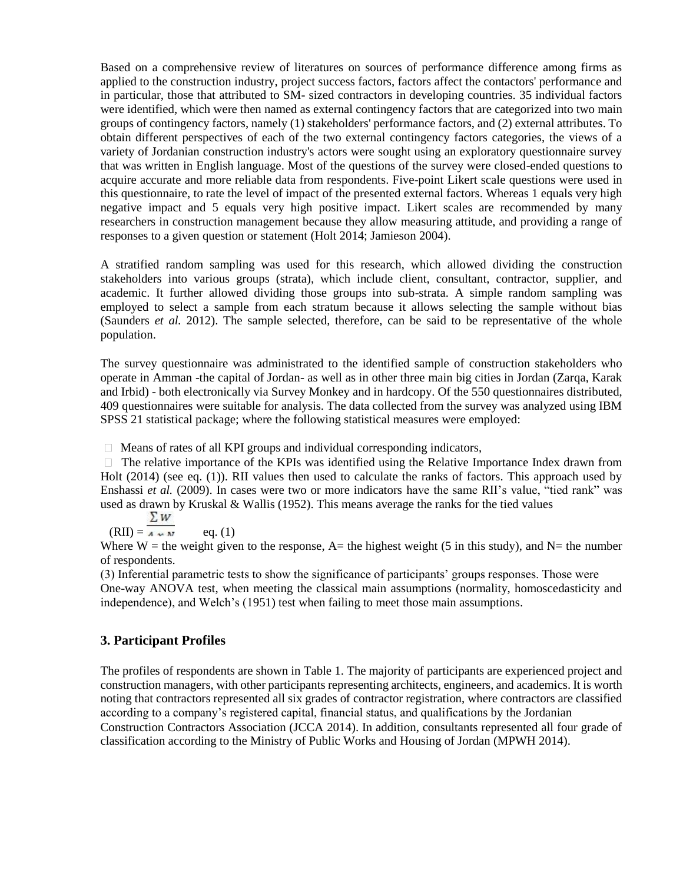Based on a comprehensive review of literatures on sources of performance difference among firms as applied to the construction industry, project success factors, factors affect the contactors' performance and in particular, those that attributed to SM- sized contractors in developing countries. 35 individual factors were identified, which were then named as external contingency factors that are categorized into two main groups of contingency factors, namely (1) stakeholders' performance factors, and (2) external attributes. To obtain different perspectives of each of the two external contingency factors categories, the views of a variety of Jordanian construction industry's actors were sought using an exploratory questionnaire survey that was written in English language. Most of the questions of the survey were closed-ended questions to acquire accurate and more reliable data from respondents. Five-point Likert scale questions were used in this questionnaire, to rate the level of impact of the presented external factors. Whereas 1 equals very high negative impact and 5 equals very high positive impact. Likert scales are recommended by many researchers in construction management because they allow measuring attitude, and providing a range of responses to a given question or statement (Holt 2014; Jamieson 2004).

A stratified random sampling was used for this research, which allowed dividing the construction stakeholders into various groups (strata), which include client, consultant, contractor, supplier, and academic. It further allowed dividing those groups into sub-strata. A simple random sampling was employed to select a sample from each stratum because it allows selecting the sample without bias (Saunders *et al.* 2012). The sample selected, therefore, can be said to be representative of the whole population.

The survey questionnaire was administrated to the identified sample of construction stakeholders who operate in Amman -the capital of Jordan- as well as in other three main big cities in Jordan (Zarqa, Karak and Irbid) - both electronically via Survey Monkey and in hardcopy. Of the 550 questionnaires distributed, 409 questionnaires were suitable for analysis. The data collected from the survey was analyzed using IBM SPSS 21 statistical package; where the following statistical measures were employed:

- Means of rates of all KPI groups and individual corresponding indicators,
- The relative importance of the KPIs was identified using the Relative Importance Index drawn from Holt (2014) (see eq. (1)). RII values then used to calculate the ranks of factors. This approach used by Enshassi *et al.* (2009). In cases were two or more indicators have the same RII's value, "tied rank" was used as drawn by Kruskal & Wallis (1952). This means average the ranks for the tied values

$$(RII) = \frac{\sum W}{A \times N} \qquad \text{eq. (1)}$$

Where W = the weight given to the response, A= the highest weight (5 in this study), and N= the number of respondents.

(3) Inferential parametric tests to show the significance of participants' groups responses. Those were One-way ANOVA test, when meeting the classical main assumptions (normality, homoscedasticity and independence), and Welch's (1951) test when failing to meet those main assumptions.

## 3. Participant Profiles

The profiles of respondents are shown in Table 1. The majority of participants are experienced project and construction managers, with other participants representing architects, engineers, and academics. It is worth noting that contractors represented all six grades of contractor registration, where contractors are classified according to a company's registered capital, financial status, and qualifications by the Jordanian Construction Contractors Association (JCCA 2014). In addition, consultants represented all four grade of classification according to the Ministry of Public Works and Housing of Jordan (MPWH 2014).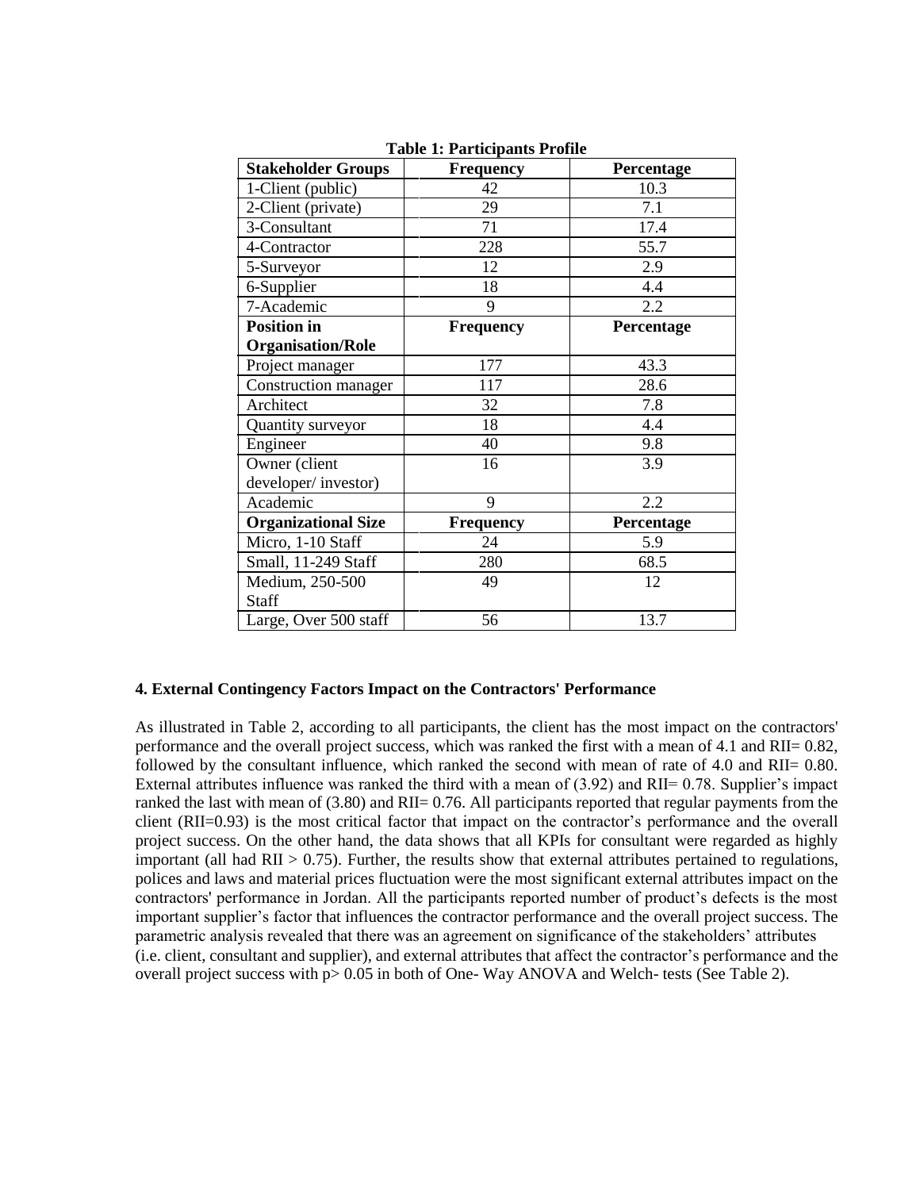**Table 1: Participants Profile**

| Stakeholder Groups | Frequency | Percentage |
|---|---|---|
| 1-Client (public) | 42 | 10.3 |
| 2-Client (private) | 29 | 7.1 |
| 3-Consultant | 71 | 17.4 |
| 4-Contractor | 228 | 55.7 |
| 5-Surveyor | 12 | 2.9 |
| 6-Supplier | 18 | 4.4 |
| 7-Academic | 9 | 2.2 |
| **Position in Organisation/Role** | **Frequency** | **Percentage** |
| Project manager | 177 | 43.3 |
| Construction manager | 117 | 28.6 |
| Architect | 32 | 7.8 |
| Quantity surveyor | 18 | 4.4 |
| Engineer | 40 | 9.8 |
| Owner (client developer/ investor) | 16 | 3.9 |
| Academic | 9 | 2.2 |
| **Organizational Size** | **Frequency** | **Percentage** |
| Micro, 1-10 Staff | 24 | 5.9 |
| Small, 11-249 Staff | 280 | 68.5 |
| Medium, 250-500 Staff | 49 | 12 |
| Large, Over 500 staff | 56 | 13.7 |

## 4. External Contingency Factors Impact on the Contractors' Performance

As illustrated in Table 2, according to all participants, the client has the most impact on the contractors' performance and the overall project success, which was ranked the first with a mean of 4.1 and RII= 0.82, followed by the consultant influence, which ranked the second with mean of rate of 4.0 and RII= 0.80. External attributes influence was ranked the third with a mean of (3.92) and RII= 0.78. Supplier's impact ranked the last with mean of (3.80) and RII= 0.76. All participants reported that regular payments from the client (RII=0.93) is the most critical factor that impact on the contractor's performance and the overall project success. On the other hand, the data shows that all KPIs for consultant were regarded as highly important (all had RII > 0.75). Further, the results show that external attributes pertained to regulations, polices and laws and material prices fluctuation were the most significant external attributes impact on the contractors' performance in Jordan. All the participants reported number of product's defects is the most important supplier's factor that influences the contractor performance and the overall project success. The parametric analysis revealed that there was an agreement on significance of the stakeholders' attributes (i.e. client, consultant and supplier), and external attributes that affect the contractor's performance and the overall project success with $p > 0.05$ in both of One- Way ANOVA and Welch- tests (See Table 2).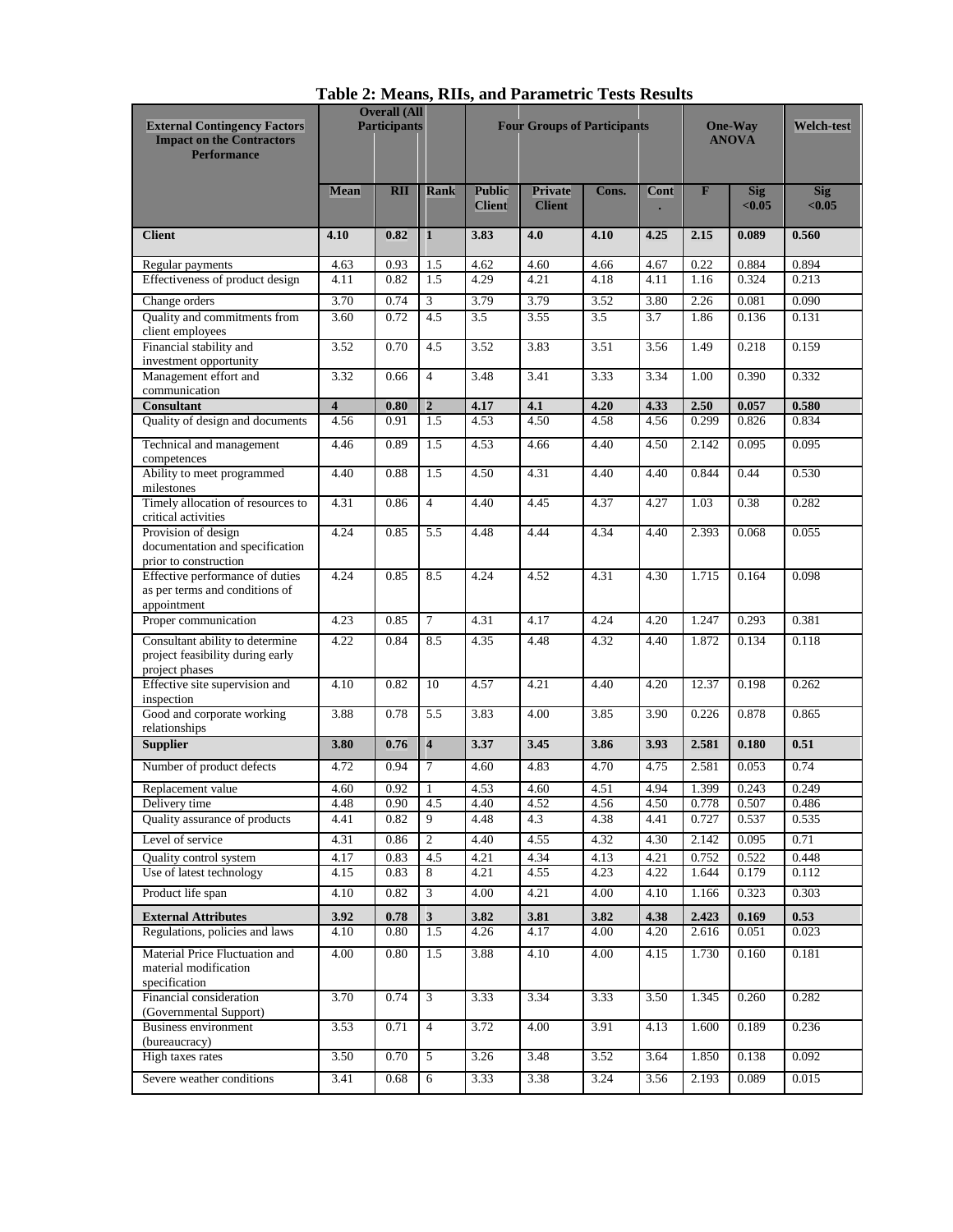**Table 2: Means, RIIs, and Parametric Tests Results**

| External Contingency Factors Impact on the Contractors Performance | Overall (All Participants | | | Four Groups of Participants | | | | One-Way ANOVA | | Welch-test |
|---|---|---|---|---|---|---|---|---|---|---|
| | Mean | RII | Rank | Public Client | Private Client | Cons. | Cont. | F | Sig <0.05 | Sig <0.05 |
| **Client** | **4.10** | **0.82** | **1** | **3.83** | **4.0** | **4.10** | **4.25** | **2.15** | **0.089** | **0.560** |
| Regular payments | 4.63 | 0.93 | 1.5 | 4.62 | 4.60 | 4.66 | 4.67 | 0.22 | 0.884 | 0.894 |
| Effectiveness of product design | 4.11 | 0.82 | 1.5 | 4.29 | 4.21 | 4.18 | 4.11 | 1.16 | 0.324 | 0.213 |
| Change orders | 3.70 | 0.74 | 3 | 3.79 | 3.79 | 3.52 | 3.80 | 2.26 | 0.081 | 0.090 |
| Quality and commitments from client employees | 3.60 | 0.72 | 4.5 | 3.5 | 3.55 | 3.5 | 3.7 | 1.86 | 0.136 | 0.131 |
| Financial stability and investment opportunity | 3.52 | 0.70 | 4.5 | 3.52 | 3.83 | 3.51 | 3.56 | 1.49 | 0.218 | 0.159 |
| Management effort and communication | 3.32 | 0.66 | 4 | 3.48 | 3.41 | 3.33 | 3.34 | 1.00 | 0.390 | 0.332 |
| **Consultant** | **4** | **0.80** | **2** | **4.17** | **4.1** | **4.20** | **4.33** | **2.50** | **0.057** | **0.580** |
| Quality of design and documents | 4.56 | 0.91 | 1.5 | 4.53 | 4.50 | 4.58 | 4.56 | 0.299 | 0.826 | 0.834 |
| Technical and management competences | 4.46 | 0.89 | 1.5 | 4.53 | 4.66 | 4.40 | 4.50 | 2.142 | 0.095 | 0.095 |
| Ability to meet programmed milestones | 4.40 | 0.88 | 1.5 | 4.50 | 4.31 | 4.40 | 4.40 | 0.844 | 0.44 | 0.530 |
| Timely allocation of resources to critical activities | 4.31 | 0.86 | 4 | 4.40 | 4.45 | 4.37 | 4.27 | 1.03 | 0.38 | 0.282 |
| Provision of design documentation and specification prior to construction | 4.24 | 0.85 | 5.5 | 4.48 | 4.44 | 4.34 | 4.40 | 2.393 | 0.068 | 0.055 |
| Effective performance of duties as per terms and conditions of appointment | 4.24 | 0.85 | 8.5 | 4.24 | 4.52 | 4.31 | 4.30 | 1.715 | 0.164 | 0.098 |
| Proper communication | 4.23 | 0.85 | 7 | 4.31 | 4.17 | 4.24 | 4.20 | 1.247 | 0.293 | 0.381 |
| Consultant ability to determine project feasibility during early project phases | 4.22 | 0.84 | 8.5 | 4.35 | 4.48 | 4.32 | 4.40 | 1.872 | 0.134 | 0.118 |
| Effective site supervision and inspection | 4.10 | 0.82 | 10 | 4.57 | 4.21 | 4.40 | 4.20 | 12.37 | 0.198 | 0.262 |
| Good and corporate working relationships | 3.88 | 0.78 | 5.5 | 3.83 | 4.00 | 3.85 | 3.90 | 0.226 | 0.878 | 0.865 |
| **Supplier** | **3.80** | **0.76** | **4** | **3.37** | **3.45** | **3.86** | **3.93** | **2.581** | **0.180** | **0.51** |
| Number of product defects | 4.72 | 0.94 | 7 | 4.60 | 4.83 | 4.70 | 4.75 | 2.581 | 0.053 | 0.74 |
| Replacement value | 4.60 | 0.92 | 1 | 4.53 | 4.60 | 4.51 | 4.94 | 1.399 | 0.243 | 0.249 |
| Delivery time | 4.48 | 0.90 | 4.5 | 4.40 | 4.52 | 4.56 | 4.50 | 0.778 | 0.507 | 0.486 |
| Quality assurance of products | 4.41 | 0.82 | 9 | 4.48 | 4.3 | 4.38 | 4.41 | 0.727 | 0.537 | 0.535 |
| Level of service | 4.31 | 0.86 | 2 | 4.40 | 4.55 | 4.32 | 4.30 | 2.142 | 0.095 | 0.71 |
| Quality control system | 4.17 | 0.83 | 4.5 | 4.21 | 4.34 | 4.13 | 4.21 | 0.752 | 0.522 | 0.448 |
| Use of latest technology | 4.15 | 0.83 | 8 | 4.21 | 4.55 | 4.23 | 4.22 | 1.644 | 0.179 | 0.112 |
| Product life span | 4.10 | 0.82 | 3 | 4.00 | 4.21 | 4.00 | 4.10 | 1.166 | 0.323 | 0.303 |
| **External Attributes** | **3.92** | **0.78** | **3** | **3.82** | **3.81** | **3.82** | **4.38** | **2.423** | **0.169** | **0.53** |
| Regulations, policies and laws | 4.10 | 0.80 | 1.5 | 4.26 | 4.17 | 4.00 | 4.20 | 2.616 | 0.051 | 0.023 |
| Material Price Fluctuation and material modification specification | 4.00 | 0.80 | 1.5 | 3.88 | 4.10 | 4.00 | 4.15 | 1.730 | 0.160 | 0.181 |
| Financial consideration (Governmental Support) | 3.70 | 0.74 | 3 | 3.33 | 3.34 | 3.33 | 3.50 | 1.345 | 0.260 | 0.282 |
| Business environment (bureaucracy) | 3.53 | 0.71 | 4 | 3.72 | 4.00 | 3.91 | 4.13 | 1.600 | 0.189 | 0.236 |
| High taxes rates | 3.50 | 0.70 | 5 | 3.26 | 3.48 | 3.52 | 3.64 | 1.850 | 0.138 | 0.092 |
| Severe weather conditions | 3.41 | 0.68 | 6 | 3.33 | 3.38 | 3.24 | 3.56 | 2.193 | 0.089 | 0.015 |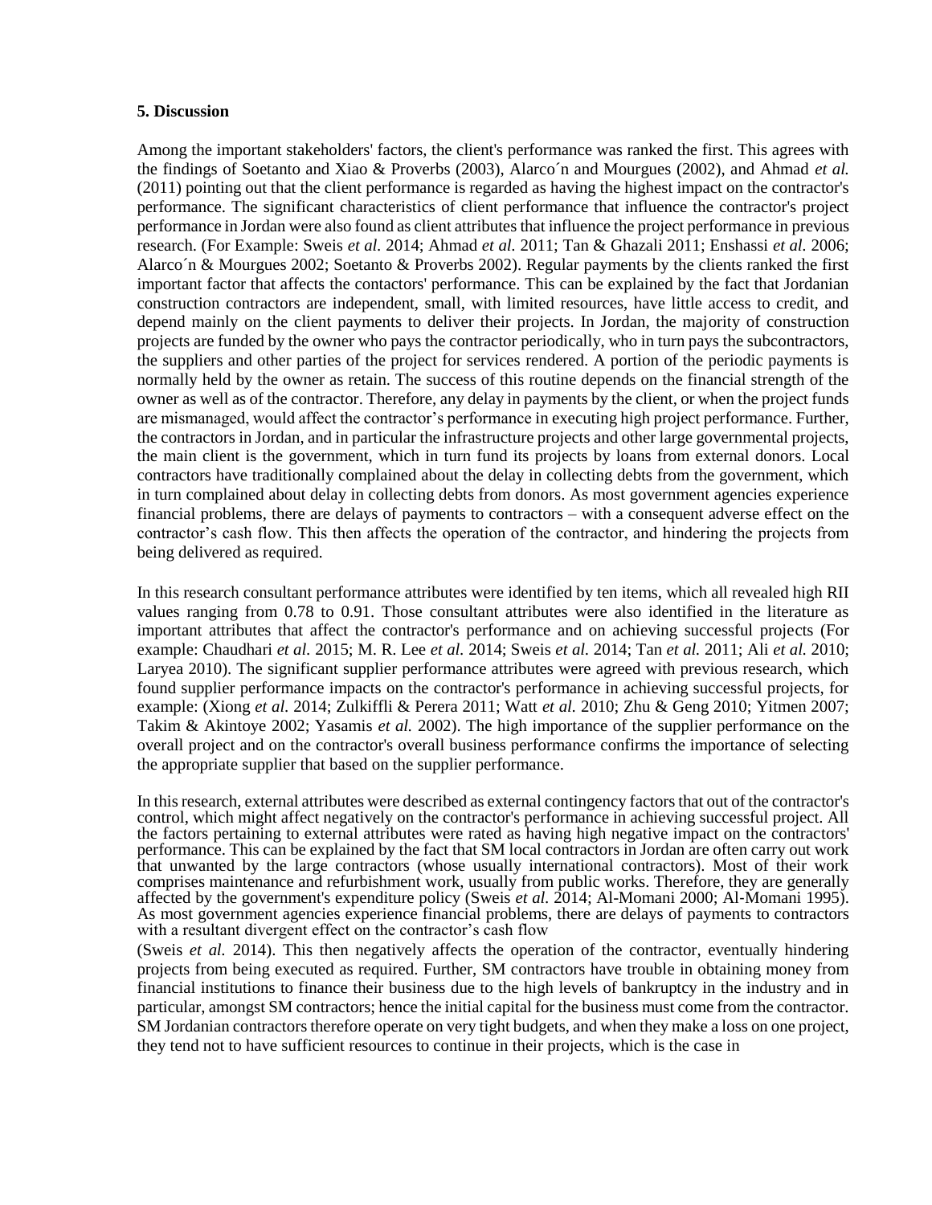### 5. Discussion

Among the important stakeholders' factors, the client's performance was ranked the first. This agrees with the findings of Soetanto and Xiao & Proverbs (2003), Alarco´n and Mourgues (2002), and Ahmad *et al.* (2011) pointing out that the client performance is regarded as having the highest impact on the contractor's performance. The significant characteristics of client performance that influence the contractor's project performance in Jordan were also found as client attributes that influence the project performance in previous research. (For Example: Sweis *et al.* 2014; Ahmad *et al.* 2011; Tan & Ghazali 2011; Enshassi *et al.* 2006; Alarco´n & Mourgues 2002; Soetanto & Proverbs 2002). Regular payments by the clients ranked the first important factor that affects the contactors' performance. This can be explained by the fact that Jordanian construction contractors are independent, small, with limited resources, have little access to credit, and depend mainly on the client payments to deliver their projects. In Jordan, the majority of construction projects are funded by the owner who pays the contractor periodically, who in turn pays the subcontractors, the suppliers and other parties of the project for services rendered. A portion of the periodic payments is normally held by the owner as retain. The success of this routine depends on the financial strength of the owner as well as of the contractor. Therefore, any delay in payments by the client, or when the project funds are mismanaged, would affect the contractor's performance in executing high project performance. Further, the contractors in Jordan, and in particular the infrastructure projects and other large governmental projects, the main client is the government, which in turn fund its projects by loans from external donors. Local contractors have traditionally complained about the delay in collecting debts from the government, which in turn complained about delay in collecting debts from donors. As most government agencies experience financial problems, there are delays of payments to contractors – with a consequent adverse effect on the contractor's cash flow. This then affects the operation of the contractor, and hindering the projects from being delivered as required.

In this research consultant performance attributes were identified by ten items, which all revealed high RII values ranging from 0.78 to 0.91. Those consultant attributes were also identified in the literature as important attributes that affect the contractor's performance and on achieving successful projects (For example: Chaudhari *et al.* 2015; M. R. Lee *et al.* 2014; Sweis *et al.* 2014; Tan *et al.* 2011; Ali *et al.* 2010; Laryea 2010). The significant supplier performance attributes were agreed with previous research, which found supplier performance impacts on the contractor's performance in achieving successful projects, for example: (Xiong *et al.* 2014; Zulkiffli & Perera 2011; Watt *et al.* 2010; Zhu & Geng 2010; Yitmen 2007; Takim & Akintoye 2002; Yasamis *et al.* 2002). The high importance of the supplier performance on the overall project and on the contractor's overall business performance confirms the importance of selecting the appropriate supplier that based on the supplier performance.

In this research, external attributes were described as external contingency factors that out of the contractor's control, which might affect negatively on the contractor's performance in achieving successful project. All the factors pertaining to external attributes were rated as having high negative impact on the contractors' performance. This can be explained by the fact that SM local contractors in Jordan are often carry out work that unwanted by the large contractors (whose usually international contractors). Most of their work comprises maintenance and refurbishment work, usually from public works. Therefore, they are generally affected by the government's expenditure policy (Sweis *et al.* 2014; Al-Momani 2000; Al-Momani 1995). As most government agencies experience financial problems, there are delays of payments to contractors with a resultant divergent effect on the contractor's cash flow (Sweis *et al.* 2014). This then negatively affects the operation of the contractor, eventually hindering projects from being executed as required. Further, SM contractors have trouble in obtaining money from financial institutions to finance their business due to the high levels of bankruptcy in the industry and in particular, amongst SM contractors; hence the initial capital for the business must come from the contractor. SM Jordanian contractors therefore operate on very tight budgets, and when they make a loss on one project, they tend not to have sufficient resources to continue in their projects, which is the case in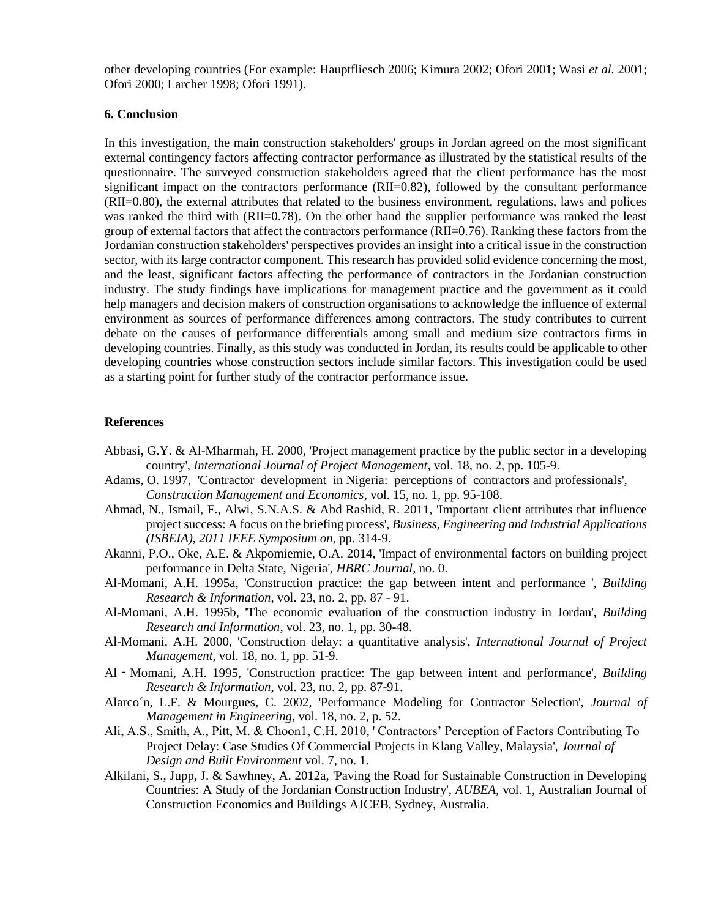other developing countries (For example: Hauptfliesch 2006; Kimura 2002; Ofori 2001; Wasi *et al.* 2001; Ofori 2000; Larcher 1998; Ofori 1991).

## 6. Conclusion

In this investigation, the main construction stakeholders' groups in Jordan agreed on the most significant external contingency factors affecting contractor performance as illustrated by the statistical results of the questionnaire. The surveyed construction stakeholders agreed that the client performance has the most significant impact on the contractors performance (RII=0.82), followed by the consultant performance (RII=0.80), the external attributes that related to the business environment, regulations, laws and polices was ranked the third with (RII=0.78). On the other hand the supplier performance was ranked the least group of external factors that affect the contractors performance (RII=0.76). Ranking these factors from the Jordanian construction stakeholders' perspectives provides an insight into a critical issue in the construction sector, with its large contractor component. This research has provided solid evidence concerning the most, and the least, significant factors affecting the performance of contractors in the Jordanian construction industry. The study findings have implications for management practice and the government as it could help managers and decision makers of construction organisations to acknowledge the influence of external environment as sources of performance differences among contractors. The study contributes to current debate on the causes of performance differentials among small and medium size contractors firms in developing countries. Finally, as this study was conducted in Jordan, its results could be applicable to other developing countries whose construction sectors include similar factors. This investigation could be used as a starting point for further study of the contractor performance issue.

## References

Abbasi, G.Y. & Al-Mharmah, H. 2000, 'Project management practice by the public sector in a developing country', *International Journal of Project Management*, vol. 18, no. 2, pp. 105-9.

Adams, O. 1997, 'Contractor development in Nigeria: perceptions of contractors and professionals', *Construction Management and Economics*, vol. 15, no. 1, pp. 95-108.

Ahmad, N., Ismail, F., Alwi, S.N.A.S. & Abd Rashid, R. 2011, 'Important client attributes that influence project success: A focus on the briefing process', *Business, Engineering and Industrial Applications (ISBEIA), 2011 IEEE Symposium on*, pp. 314-9.

Akanni, P.O., Oke, A.E. & Akpomiemie, O.A. 2014, 'Impact of environmental factors on building project performance in Delta State, Nigeria', *HBRC Journal*, no. 0.

Al-Momani, A.H. 1995a, 'Construction practice: the gap between intent and performance ', *Building Research & Information*, vol. 23, no. 2, pp. 87 - 91.

Al-Momani, A.H. 1995b, 'The economic evaluation of the construction industry in Jordan', *Building Research and Information*, vol. 23, no. 1, pp. 30-48.

Al-Momani, A.H. 2000, 'Construction delay: a quantitative analysis', *International Journal of Project Management*, vol. 18, no. 1, pp. 51-9.

Al‐Momani, A.H. 1995, 'Construction practice: The gap between intent and performance', *Building Research & Information*, vol. 23, no. 2, pp. 87-91.

Alarco´n, L.F. & Mourgues, C. 2002, 'Performance Modeling for Contractor Selection', *Journal of Management in Engineering*, vol. 18, no. 2, p. 52.

Ali, A.S., Smith, A., Pitt, M. & Choon1, C.H. 2010, ' Contractors' Perception of Factors Contributing To Project Delay: Case Studies Of Commercial Projects in Klang Valley, Malaysia', *Journal of Design and Built Environment* vol. 7, no. 1.

Alkilani, S., Jupp, J. & Sawhney, A. 2012a, 'Paving the Road for Sustainable Construction in Developing Countries: A Study of the Jordanian Construction Industry', *AUBEA*, vol. 1, Australian Journal of Construction Economics and Buildings AJCEB, Sydney, Australia.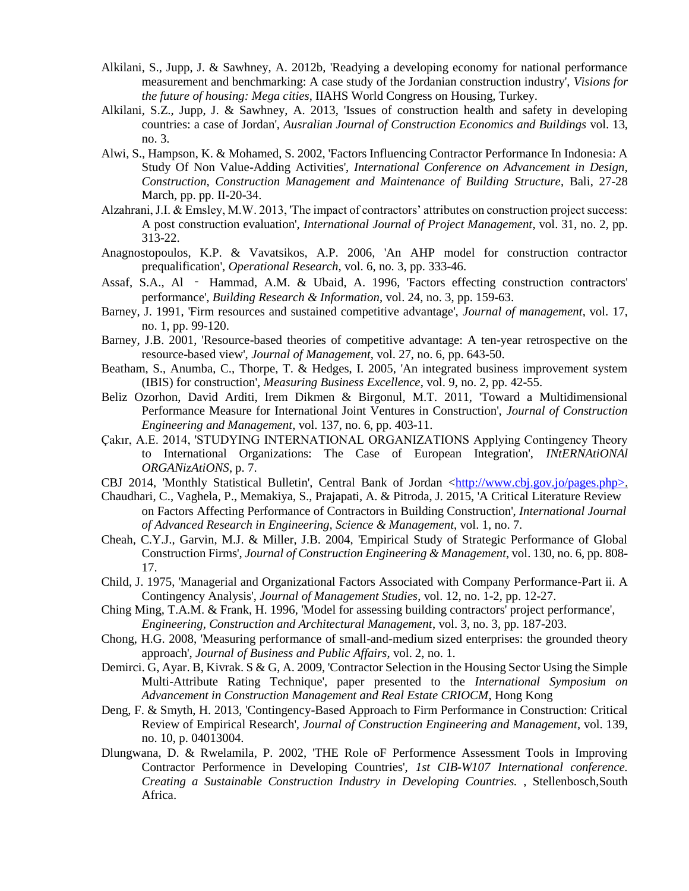Alkilani, S., Jupp, J. & Sawhney, A. 2012b, 'Readying a developing economy for national performance measurement and benchmarking: A case study of the Jordanian construction industry', *Visions for the future of housing: Mega cities*, IIAHS World Congress on Housing, Turkey.

Alkilani, S.Z., Jupp, J. & Sawhney, A. 2013, 'Issues of construction health and safety in developing countries: a case of Jordan', *Ausralian Journal of Construction Economics and Buildings* vol. 13, no. 3.

Alwi, S., Hampson, K. & Mohamed, S. 2002, 'Factors Influencing Contractor Performance In Indonesia: A Study Of Non Value-Adding Activities', *International Conference on Advancement in Design, Construction, Construction Management and Maintenance of Building Structure*, Bali, 27-28 March, pp. pp. II-20-34.

Alzahrani, J.I. & Emsley, M.W. 2013, 'The impact of contractors' attributes on construction project success: A post construction evaluation', *International Journal of Project Management*, vol. 31, no. 2, pp. 313-22.

Anagnostopoulos, K.P. & Vavatsikos, A.P. 2006, 'An AHP model for construction contractor prequalification', *Operational Research*, vol. 6, no. 3, pp. 333-46.

Assaf, S.A., Al ‐ Hammad, A.M. & Ubaid, A. 1996, 'Factors effecting construction contractors' performance', *Building Research & Information*, vol. 24, no. 3, pp. 159-63.

Barney, J. 1991, 'Firm resources and sustained competitive advantage', *Journal of management*, vol. 17, no. 1, pp. 99-120.

Barney, J.B. 2001, 'Resource-based theories of competitive advantage: A ten-year retrospective on the resource-based view', *Journal of Management*, vol. 27, no. 6, pp. 643-50.

Beatham, S., Anumba, C., Thorpe, T. & Hedges, I. 2005, 'An integrated business improvement system (IBIS) for construction', *Measuring Business Excellence*, vol. 9, no. 2, pp. 42-55.

Beliz Ozorhon, David Arditi, Irem Dikmen & Birgonul, M.T. 2011, 'Toward a Multidimensional Performance Measure for International Joint Ventures in Construction', *Journal of Construction Engineering and Management*, vol. 137, no. 6, pp. 403-11.

Çakır, A.E. 2014, 'STUDYING INTERNATIONAL ORGANIZATIONS Applying Contingency Theory to International Organizations: The Case of European Integration', *INtERNAtiONAl ORGANizAtiONS*, p. 7.

CBJ 2014, 'Monthly Statistical Bulletin', Central Bank of Jordan <http://www.cbj.gov.jo/pages.php>.

Chaudhari, C., Vaghela, P., Memakiya, S., Prajapati, A. & Pitroda, J. 2015, 'A Critical Literature Review on Factors Affecting Performance of Contractors in Building Construction', *International Journal of Advanced Research in Engineering, Science & Management*, vol. 1, no. 7.

Cheah, C.Y.J., Garvin, M.J. & Miller, J.B. 2004, 'Empirical Study of Strategic Performance of Global Construction Firms', *Journal of Construction Engineering & Management*, vol. 130, no. 6, pp. 808-17.

Child, J. 1975, 'Managerial and Organizational Factors Associated with Company Performance-Part ii. A Contingency Analysis', *Journal of Management Studies*, vol. 12, no. 1-2, pp. 12-27.

Ching Ming, T.A.M. & Frank, H. 1996, 'Model for assessing building contractors' project performance', *Engineering, Construction and Architectural Management*, vol. 3, no. 3, pp. 187-203.

Chong, H.G. 2008, 'Measuring performance of small-and-medium sized enterprises: the grounded theory approach', *Journal of Business and Public Affairs*, vol. 2, no. 1.

Demirci. G, Ayar. B, Kivrak. S & G, A. 2009, 'Contractor Selection in the Housing Sector Using the Simple Multi-Attribute Rating Technique', paper presented to the *International Symposium on Advancement in Construction Management and Real Estate CRIOCM*, Hong Kong

Deng, F. & Smyth, H. 2013, 'Contingency-Based Approach to Firm Performance in Construction: Critical Review of Empirical Research', *Journal of Construction Engineering and Management*, vol. 139, no. 10, p. 04013004.

Dlungwana, D. & Rwelamila, P. 2002, 'THE Role oF Performence Assessment Tools in Improving Contractor Performence in Developing Countries', *1st CIB-W107 International conference. Creating a Sustainable Construction Industry in Developing Countries. ,* Stellenbosch,South Africa.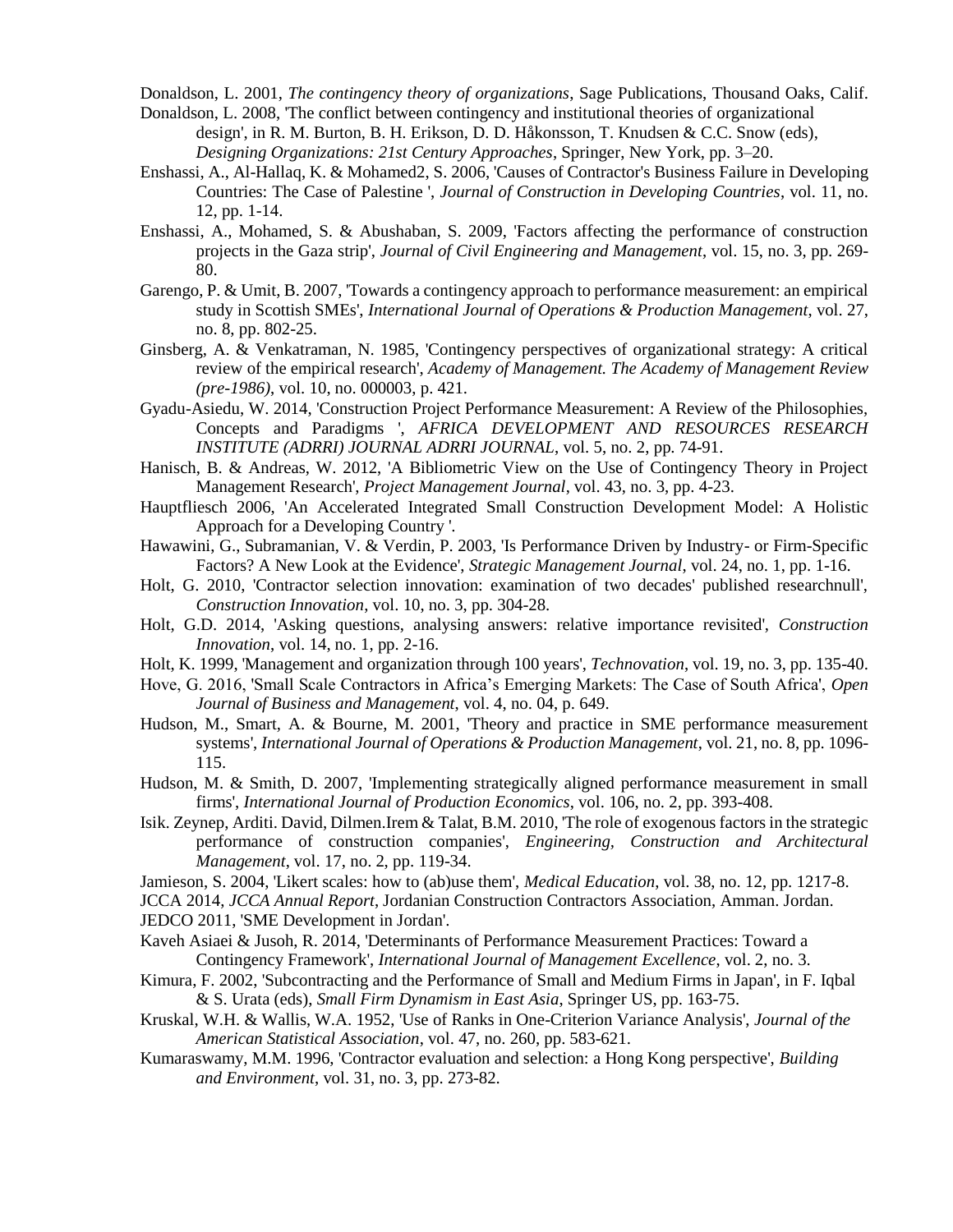Donaldson, L. 2001, *The contingency theory of organizations*, Sage Publications, Thousand Oaks, Calif.

Donaldson, L. 2008, 'The conflict between contingency and institutional theories of organizational design', in R. M. Burton, B. H. Erikson, D. D. Håkonsson, T. Knudsen & C.C. Snow (eds), *Designing Organizations: 21st Century Approaches*, Springer, New York, pp. 3–20.

Enshassi, A., Al-Hallaq, K. & Mohamed2, S. 2006, 'Causes of Contractor's Business Failure in Developing Countries: The Case of Palestine ', *Journal of Construction in Developing Countries*, vol. 11, no. 12, pp. 1-14.

Enshassi, A., Mohamed, S. & Abushaban, S. 2009, 'Factors affecting the performance of construction projects in the Gaza strip', *Journal of Civil Engineering and Management*, vol. 15, no. 3, pp. 269-80.

Garengo, P. & Umit, B. 2007, 'Towards a contingency approach to performance measurement: an empirical study in Scottish SMEs', *International Journal of Operations & Production Management*, vol. 27, no. 8, pp. 802-25.

Ginsberg, A. & Venkatraman, N. 1985, 'Contingency perspectives of organizational strategy: A critical review of the empirical research', *Academy of Management. The Academy of Management Review (pre-1986)*, vol. 10, no. 000003, p. 421.

Gyadu-Asiedu, W. 2014, 'Construction Project Performance Measurement: A Review of the Philosophies, Concepts and Paradigms ', *AFRICA DEVELOPMENT AND RESOURCES RESEARCH INSTITUTE (ADRRI) JOURNAL ADRRI JOURNAL*, vol. 5, no. 2, pp. 74-91.

Hanisch, B. & Andreas, W. 2012, 'A Bibliometric View on the Use of Contingency Theory in Project Management Research', *Project Management Journal*, vol. 43, no. 3, pp. 4-23.

Hauptfliesch 2006, 'An Accelerated Integrated Small Construction Development Model: A Holistic Approach for a Developing Country '.

Hawawini, G., Subramanian, V. & Verdin, P. 2003, 'Is Performance Driven by Industry- or Firm-Specific Factors? A New Look at the Evidence', *Strategic Management Journal*, vol. 24, no. 1, pp. 1-16.

Holt, G. 2010, 'Contractor selection innovation: examination of two decades' published researchnull', *Construction Innovation*, vol. 10, no. 3, pp. 304-28.

Holt, G.D. 2014, 'Asking questions, analysing answers: relative importance revisited', *Construction Innovation*, vol. 14, no. 1, pp. 2-16.

Holt, K. 1999, 'Management and organization through 100 years', *Technovation*, vol. 19, no. 3, pp. 135-40.

Hove, G. 2016, 'Small Scale Contractors in Africa's Emerging Markets: The Case of South Africa', *Open Journal of Business and Management*, vol. 4, no. 04, p. 649.

Hudson, M., Smart, A. & Bourne, M. 2001, 'Theory and practice in SME performance measurement systems', *International Journal of Operations & Production Management*, vol. 21, no. 8, pp. 1096-115.

Hudson, M. & Smith, D. 2007, 'Implementing strategically aligned performance measurement in small firms', *International Journal of Production Economics*, vol. 106, no. 2, pp. 393-408.

Isik. Zeynep, Arditi. David, Dilmen.Irem & Talat, B.M. 2010, 'The role of exogenous factors in the strategic performance of construction companies', *Engineering, Construction and Architectural Management*, vol. 17, no. 2, pp. 119-34.

Jamieson, S. 2004, 'Likert scales: how to (ab)use them', *Medical Education*, vol. 38, no. 12, pp. 1217-8.

JCCA 2014, *JCCA Annual Report*, Jordanian Construction Contractors Association, Amman. Jordan.

JEDCO 2011, 'SME Development in Jordan'.

Kaveh Asiaei & Jusoh, R. 2014, 'Determinants of Performance Measurement Practices: Toward a Contingency Framework', *International Journal of Management Excellence*, vol. 2, no. 3.

Kimura, F. 2002, 'Subcontracting and the Performance of Small and Medium Firms in Japan', in F. Iqbal & S. Urata (eds), *Small Firm Dynamism in East Asia*, Springer US, pp. 163-75.

Kruskal, W.H. & Wallis, W.A. 1952, 'Use of Ranks in One-Criterion Variance Analysis', *Journal of the American Statistical Association*, vol. 47, no. 260, pp. 583-621.

Kumaraswamy, M.M. 1996, 'Contractor evaluation and selection: a Hong Kong perspective', *Building and Environment*, vol. 31, no. 3, pp. 273-82.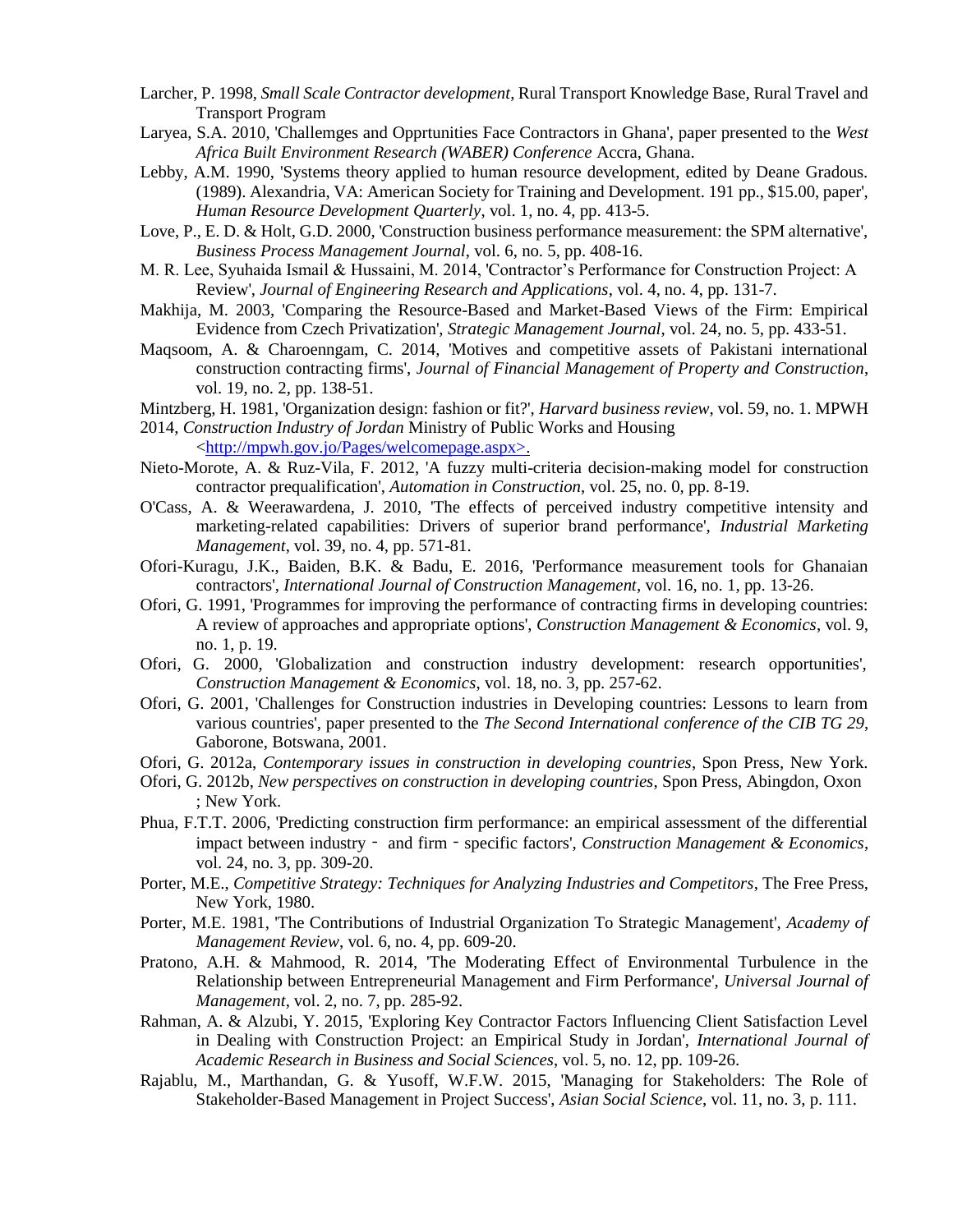Larcher, P. 1998, *Small Scale Contractor development*, Rural Transport Knowledge Base, Rural Travel and Transport Program

Laryea, S.A. 2010, 'Challemges and Opprtunities Face Contractors in Ghana', paper presented to the *West Africa Built Environment Research (WABER) Conference* Accra, Ghana.

Lebby, A.M. 1990, 'Systems theory applied to human resource development, edited by Deane Gradous. (1989). Alexandria, VA: American Society for Training and Development. 191 pp., $15.00, paper', *Human Resource Development Quarterly*, vol. 1, no. 4, pp. 413-5.

Love, P., E. D. & Holt, G.D. 2000, 'Construction business performance measurement: the SPM alternative', *Business Process Management Journal*, vol. 6, no. 5, pp. 408-16.

M. R. Lee, Syuhaida Ismail & Hussaini, M. 2014, 'Contractor's Performance for Construction Project: A Review', *Journal of Engineering Research and Applications*, vol. 4, no. 4, pp. 131-7.

Makhija, M. 2003, 'Comparing the Resource-Based and Market-Based Views of the Firm: Empirical Evidence from Czech Privatization', *Strategic Management Journal*, vol. 24, no. 5, pp. 433-51.

Maqsoom, A. & Charoenngam, C. 2014, 'Motives and competitive assets of Pakistani international construction contracting firms', *Journal of Financial Management of Property and Construction*, vol. 19, no. 2, pp. 138-51.

Mintzberg, H. 1981, 'Organization design: fashion or fit?', *Harvard business review*, vol. 59, no. 1. MPWH 2014, *Construction Industry of Jordan* Ministry of Public Works and Housing <http://mpwh.gov.jo/Pages/welcomepage.aspx>.

Nieto-Morote, A. & Ruz-Vila, F. 2012, 'A fuzzy multi-criteria decision-making model for construction contractor prequalification', *Automation in Construction*, vol. 25, no. 0, pp. 8-19.

O'Cass, A. & Weerawardena, J. 2010, 'The effects of perceived industry competitive intensity and marketing-related capabilities: Drivers of superior brand performance', *Industrial Marketing Management*, vol. 39, no. 4, pp. 571-81.

Ofori-Kuragu, J.K., Baiden, B.K. & Badu, E. 2016, 'Performance measurement tools for Ghanaian contractors', *International Journal of Construction Management*, vol. 16, no. 1, pp. 13-26.

Ofori, G. 1991, 'Programmes for improving the performance of contracting firms in developing countries: A review of approaches and appropriate options', *Construction Management & Economics*, vol. 9, no. 1, p. 19.

Ofori, G. 2000, 'Globalization and construction industry development: research opportunities', *Construction Management & Economics*, vol. 18, no. 3, pp. 257-62.

Ofori, G. 2001, 'Challenges for Construction industries in Developing countries: Lessons to learn from various countries', paper presented to the *The Second International conference of the CIB TG 29*, Gaborone, Botswana, 2001.

Ofori, G. 2012a, *Contemporary issues in construction in developing countries*, Spon Press, New York.

Ofori, G. 2012b, *New perspectives on construction in developing countries*, Spon Press, Abingdon, Oxon ; New York.

Phua, F.T.T. 2006, 'Predicting construction firm performance: an empirical assessment of the differential impact between industry‐ and firm‐specific factors', *Construction Management & Economics*, vol. 24, no. 3, pp. 309-20.

Porter, M.E., *Competitive Strategy: Techniques for Analyzing Industries and Competitors*, The Free Press, New York, 1980.

Porter, M.E. 1981, 'The Contributions of Industrial Organization To Strategic Management', *Academy of Management Review*, vol. 6, no. 4, pp. 609-20.

Pratono, A.H. & Mahmood, R. 2014, 'The Moderating Effect of Environmental Turbulence in the Relationship between Entrepreneurial Management and Firm Performance', *Universal Journal of Management*, vol. 2, no. 7, pp. 285-92.

Rahman, A. & Alzubi, Y. 2015, 'Exploring Key Contractor Factors Influencing Client Satisfaction Level in Dealing with Construction Project: an Empirical Study in Jordan', *International Journal of Academic Research in Business and Social Sciences*, vol. 5, no. 12, pp. 109-26.

Rajablu, M., Marthandan, G. & Yusoff, W.F.W. 2015, 'Managing for Stakeholders: The Role of Stakeholder-Based Management in Project Success', *Asian Social Science*, vol. 11, no. 3, p. 111.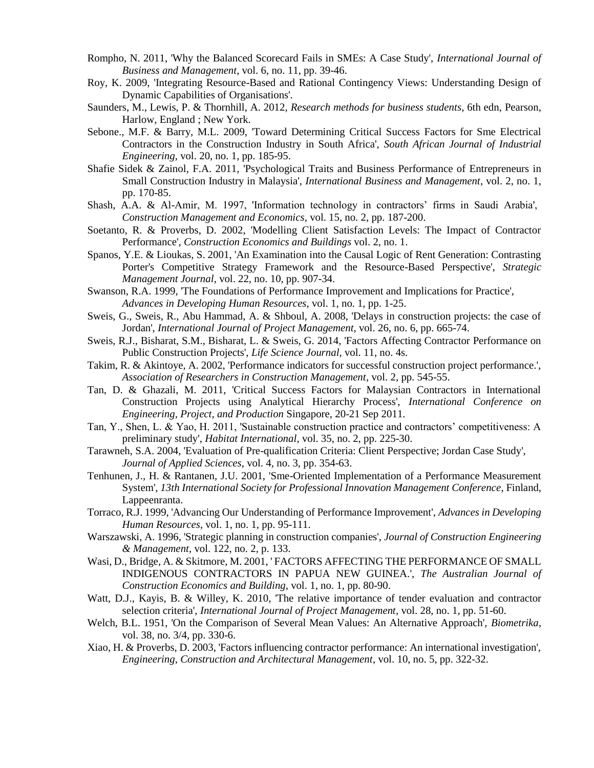Rompho, N. 2011, 'Why the Balanced Scorecard Fails in SMEs: A Case Study', *International Journal of Business and Management*, vol. 6, no. 11, pp. 39-46.

Roy, K. 2009, 'Integrating Resource-Based and Rational Contingency Views: Understanding Design of Dynamic Capabilities of Organisations'.

Saunders, M., Lewis, P. & Thornhill, A. 2012, *Research methods for business students*, 6th edn, Pearson, Harlow, England ; New York.

Sebone., M.F. & Barry, M.L. 2009, 'Toward Determining Critical Success Factors for Sme Electrical Contractors in the Construction Industry in South Africa', *South African Journal of Industrial Engineering*, vol. 20, no. 1, pp. 185-95.

Shafie Sidek & Zainol, F.A. 2011, 'Psychological Traits and Business Performance of Entrepreneurs in Small Construction Industry in Malaysia', *International Business and Management*, vol. 2, no. 1, pp. 170-85.

Shash, A.A. & Al-Amir, M. 1997, 'Information technology in contractors' firms in Saudi Arabia', *Construction Management and Economics*, vol. 15, no. 2, pp. 187-200.

Soetanto, R. & Proverbs, D. 2002, 'Modelling Client Satisfaction Levels: The Impact of Contractor Performance', *Construction Economics and Buildings* vol. 2, no. 1.

Spanos, Y.E. & Lioukas, S. 2001, 'An Examination into the Causal Logic of Rent Generation: Contrasting Porter's Competitive Strategy Framework and the Resource-Based Perspective', *Strategic Management Journal*, vol. 22, no. 10, pp. 907-34.

Swanson, R.A. 1999, 'The Foundations of Performance Improvement and Implications for Practice', *Advances in Developing Human Resources*, vol. 1, no. 1, pp. 1-25.

Sweis, G., Sweis, R., Abu Hammad, A. & Shboul, A. 2008, 'Delays in construction projects: the case of Jordan', *International Journal of Project Management*, vol. 26, no. 6, pp. 665-74.

Sweis, R.J., Bisharat, S.M., Bisharat, L. & Sweis, G. 2014, 'Factors Affecting Contractor Performance on Public Construction Projects', *Life Science Journal*, vol. 11, no. 4s.

Takim, R. & Akintoye, A. 2002, 'Performance indicators for successful construction project performance.', *Association of Researchers in Construction Management*, vol. 2, pp. 545-55.

Tan, D. & Ghazali, M. 2011, 'Critical Success Factors for Malaysian Contractors in International Construction Projects using Analytical Hierarchy Process', *International Conference on Engineering, Project, and Production* Singapore, 20-21 Sep 2011.

Tan, Y., Shen, L. & Yao, H. 2011, 'Sustainable construction practice and contractors' competitiveness: A preliminary study', *Habitat International*, vol. 35, no. 2, pp. 225-30.

Tarawneh, S.A. 2004, 'Evaluation of Pre-qualification Criteria: Client Perspective; Jordan Case Study', *Journal of Applied Sciences*, vol. 4, no. 3, pp. 354-63.

Tenhunen, J., H. & Rantanen, J.U. 2001, 'Sme-Oriented Implementation of a Performance Measurement System', *13th International Society for Professional Innovation Management Conference*, Finland, Lappeenranta.

Torraco, R.J. 1999, 'Advancing Our Understanding of Performance Improvement', *Advances in Developing Human Resources*, vol. 1, no. 1, pp. 95-111.

Warszawski, A. 1996, 'Strategic planning in construction companies', *Journal of Construction Engineering & Management*, vol. 122, no. 2, p. 133.

Wasi, D., Bridge, A. & Skitmore, M. 2001, ' FACTORS AFFECTING THE PERFORMANCE OF SMALL INDIGENOUS CONTRACTORS IN PAPUA NEW GUINEA.', *The Australian Journal of Construction Economics and Building*, vol. 1, no. 1, pp. 80-90.

Watt, D.J., Kayis, B. & Willey, K. 2010, 'The relative importance of tender evaluation and contractor selection criteria', *International Journal of Project Management*, vol. 28, no. 1, pp. 51-60.

Welch, B.L. 1951, 'On the Comparison of Several Mean Values: An Alternative Approach', *Biometrika*, vol. 38, no. 3/4, pp. 330-6.

Xiao, H. & Proverbs, D. 2003, 'Factors influencing contractor performance: An international investigation', *Engineering, Construction and Architectural Management*, vol. 10, no. 5, pp. 322-32.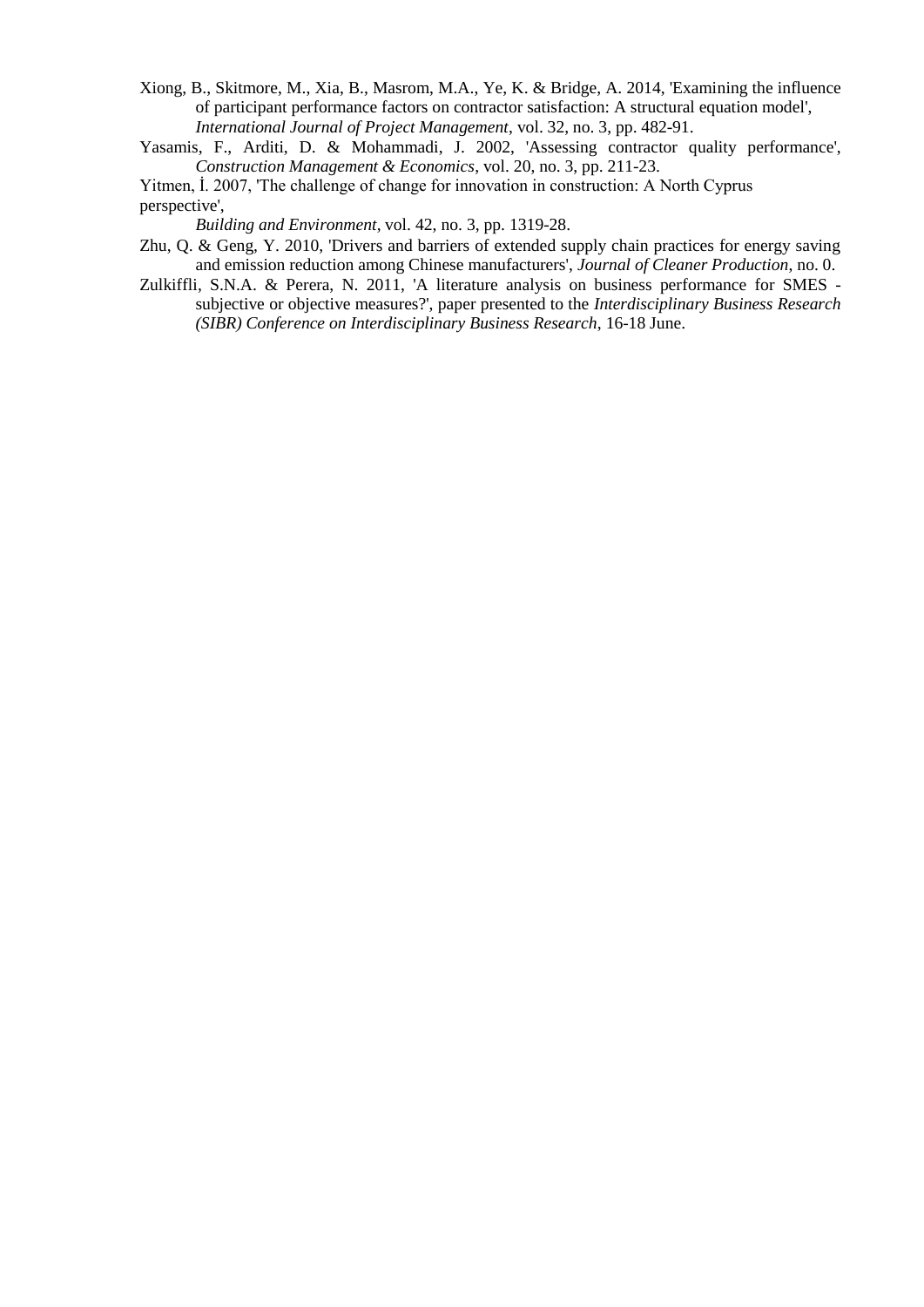Xiong, B., Skitmore, M., Xia, B., Masrom, M.A., Ye, K. & Bridge, A. 2014, 'Examining the influence of participant performance factors on contractor satisfaction: A structural equation model', *International Journal of Project Management*, vol. 32, no. 3, pp. 482-91.

Yasamis, F., Arditi, D. & Mohammadi, J. 2002, 'Assessing contractor quality performance', *Construction Management & Economics*, vol. 20, no. 3, pp. 211-23.

Yitmen, İ. 2007, 'The challenge of change for innovation in construction: A North Cyprus perspective', *Building and Environment*, vol. 42, no. 3, pp. 1319-28.

Zhu, Q. & Geng, Y. 2010, 'Drivers and barriers of extended supply chain practices for energy saving and emission reduction among Chinese manufacturers', *Journal of Cleaner Production*, no. 0.

Zulkiffli, S.N.A. & Perera, N. 2011, 'A literature analysis on business performance for SMES - subjective or objective measures?', paper presented to the *Interdisciplinary Business Research (SIBR) Conference on Interdisciplinary Business Research*, 16-18 June.